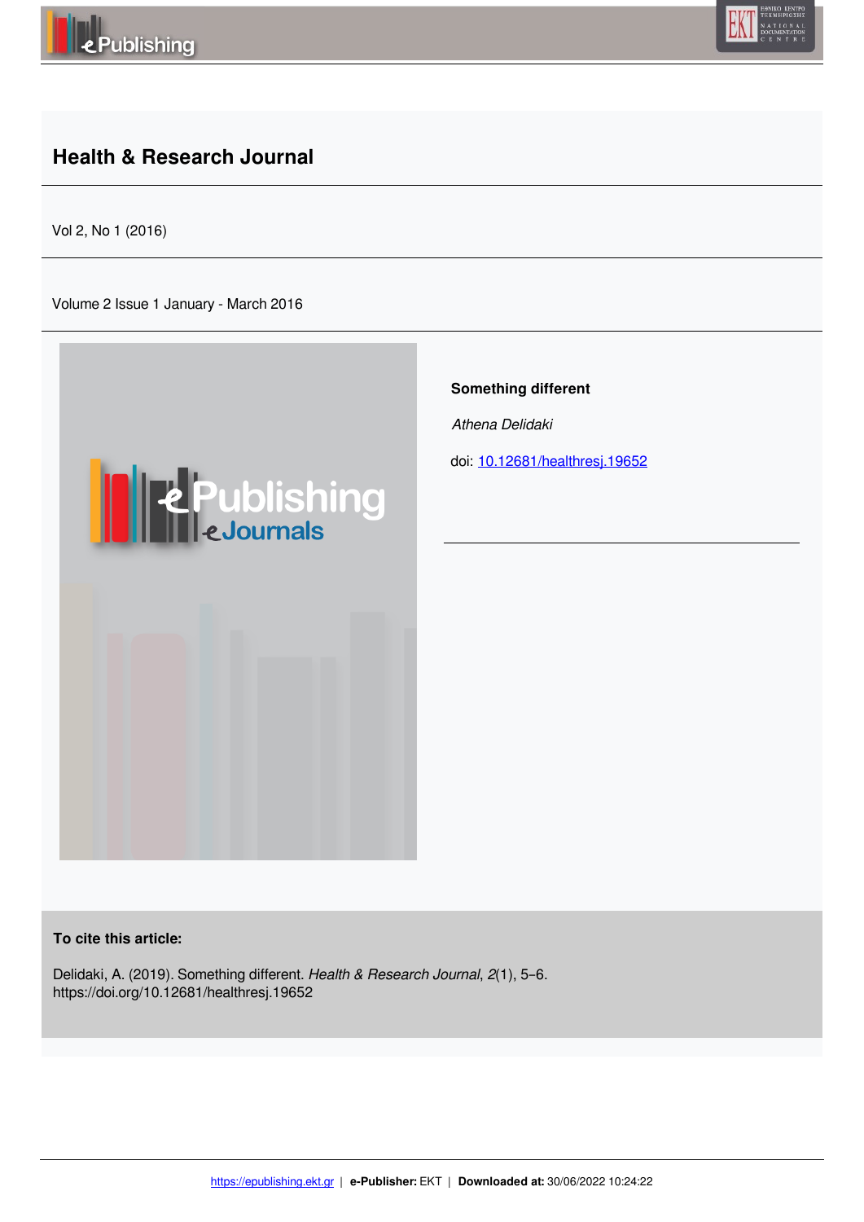# Health & Research Journal

Vol 2, No 1 (2016)

Volume 2 Issue 1 January - March 2016

**Something different**

*Athena Delidaki*

doi: [10.12681/healthresj.19652](https://doi.org/10.12681/healthresj.19652)

**To cite this article:**

Delidaki, A. (2019). Something different. *Health & Research Journal*, *2*(1), 5–6. https://doi.org/10.12681/healthresj.19652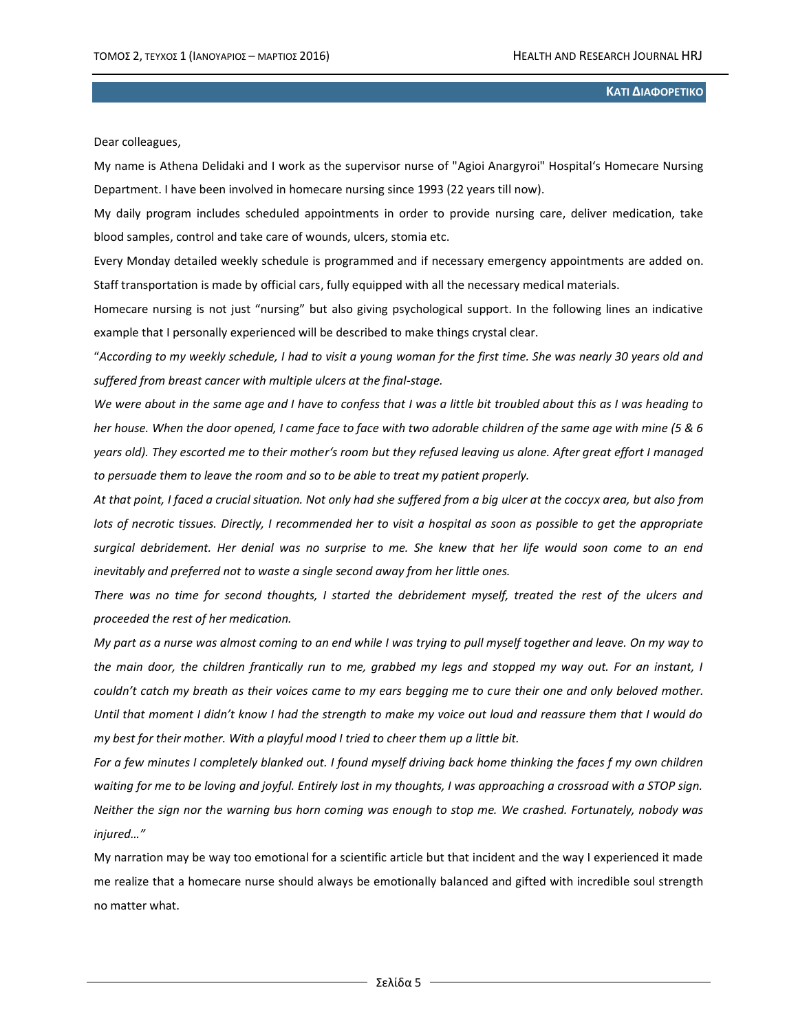**ΚΑΤΙ ΔΙΑΦΟΡΕΤΙΚΟ**

Dear colleagues,

My name is Athena Delidaki and I work as the supervisor nurse of "Agioi Anargyroi" Hospital's Homecare Nursing Department. I have been involved in homecare nursing since 1993 (22 years till now).

My daily program includes scheduled appointments in order to provide nursing care, deliver medication, take blood samples, control and take care of wounds, ulcers, stomia etc.

Every Monday detailed weekly schedule is programmed and if necessary emergency appointments are added on. Staff transportation is made by official cars, fully equipped with all the necessary medical materials.

Homecare nursing is not just "nursing" but also giving psychological support. In the following lines an indicative example that I personally experienced will be described to make things crystal clear.

"*According to my weekly schedule, I had to visit a young woman for the first time. She was nearly 30 years old and suffered from breast cancer with multiple ulcers at the final-stage.*

*We were about in the same age and I have to confess that I was a little bit troubled about this as I was heading to her house. When the door opened, I came face to face with two adorable children of the same age with mine (5 & 6 years old). They escorted me to their mother's room but they refused leaving us alone. After great effort I managed to persuade them to leave the room and so to be able to treat my patient properly.*

*At that point, I faced a crucial situation. Not only had she suffered from a big ulcer at the coccyx area, but also from lots of necrotic tissues. Directly, I recommended her to visit a hospital as soon as possible to get the appropriate surgical debridement. Her denial was no surprise to me. She knew that her life would soon come to an end inevitably and preferred not to waste a single second away from her little ones.*

*There was no time for second thoughts, I started the debridement myself, treated the rest of the ulcers and proceeded the rest of her medication.*

*My part as a nurse was almost coming to an end while I was trying to pull myself together and leave. On my way to the main door, the children frantically run to me, grabbed my legs and stopped my way out. For an instant, I couldn't catch my breath as their voices came to my ears begging me to cure their one and only beloved mother. Until that moment I didn't know I had the strength to make my voice out loud and reassure them that I would do my best for their mother. With a playful mood I tried to cheer them up a little bit.*

*For a few minutes I completely blanked out. I found myself driving back home thinking the faces f my own children waiting for me to be loving and joyful. Entirely lost in my thoughts, I was approaching a crossroad with a STOP sign. Neither the sign nor the warning bus horn coming was enough to stop me. We crashed. Fortunately, nobody was injured…"*

My narration may be way too emotional for a scientific article but that incident and the way I experienced it made me realize that a homecare nurse should always be emotionally balanced and gifted with incredible soul strength no matter what.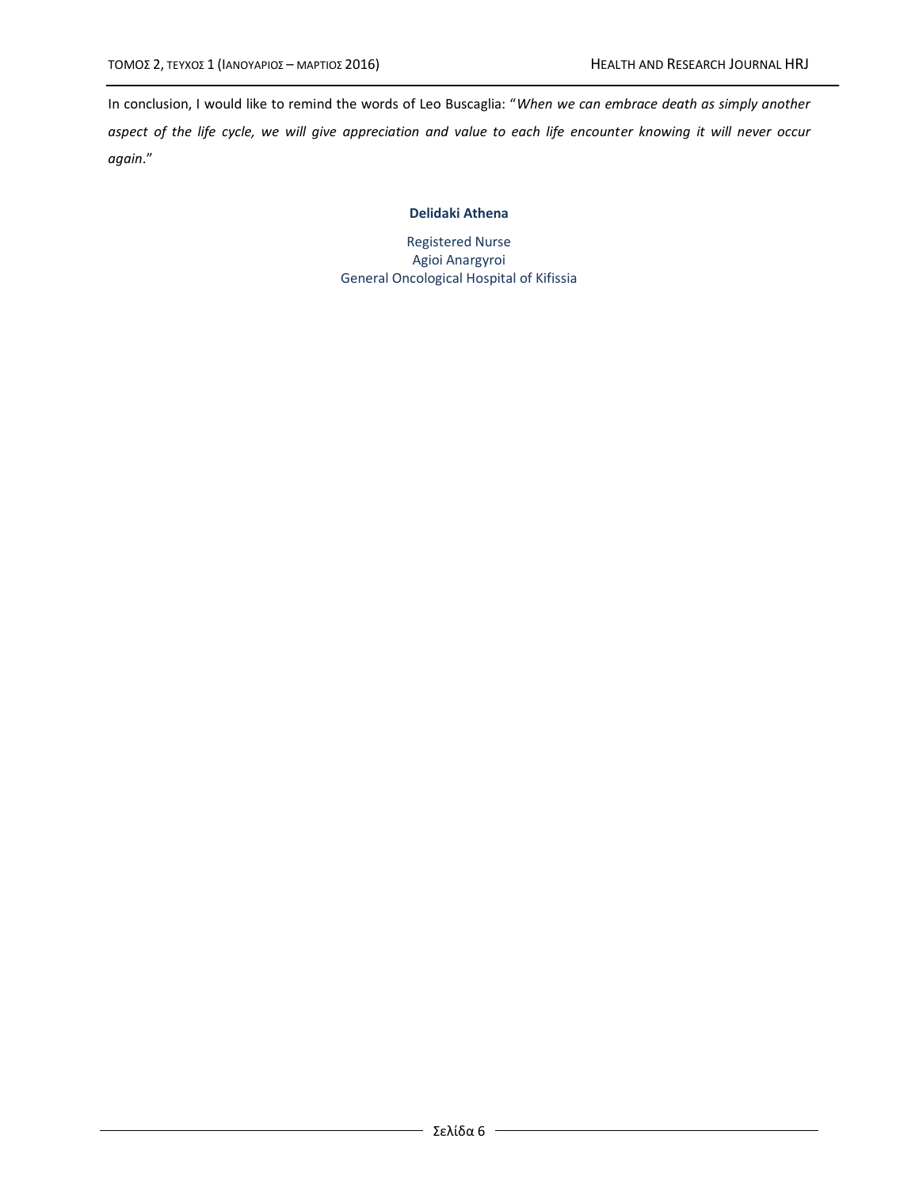In conclusion, I would like to remind the words of Leo Buscaglia: "*When we can embrace death as simply another aspect of the life cycle, we will give appreciation and value to each life encounter knowing it will never occur again*."

**Delidaki Athena**

Registered Nurse
Agioi Anargyroi
General Oncological Hospital of Kifissia